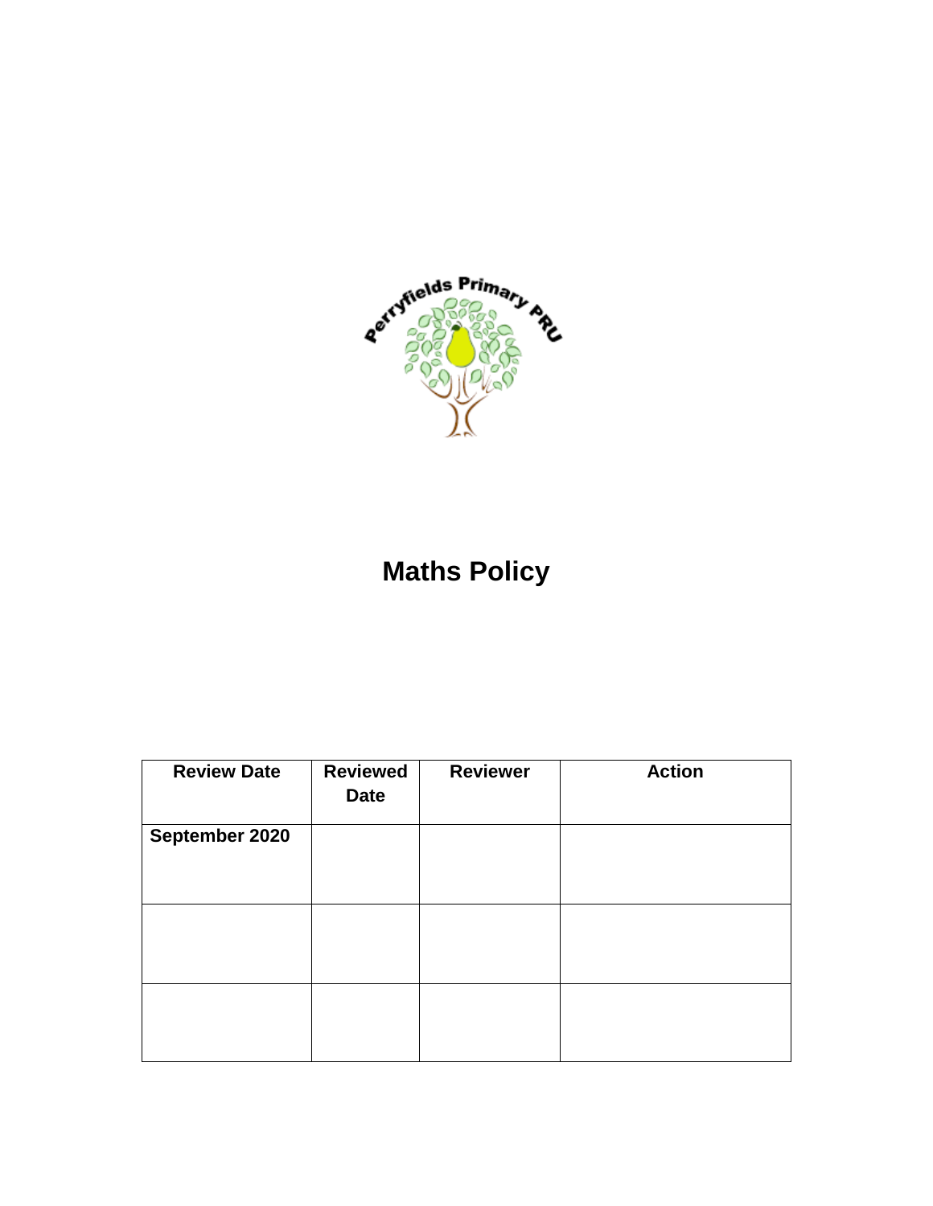# Maths Policy

| Review Date | Reviewed Date | Reviewer | Action |
| --- | --- | --- | --- |
| **September 2020** | | | |
| | | | |
| | | | |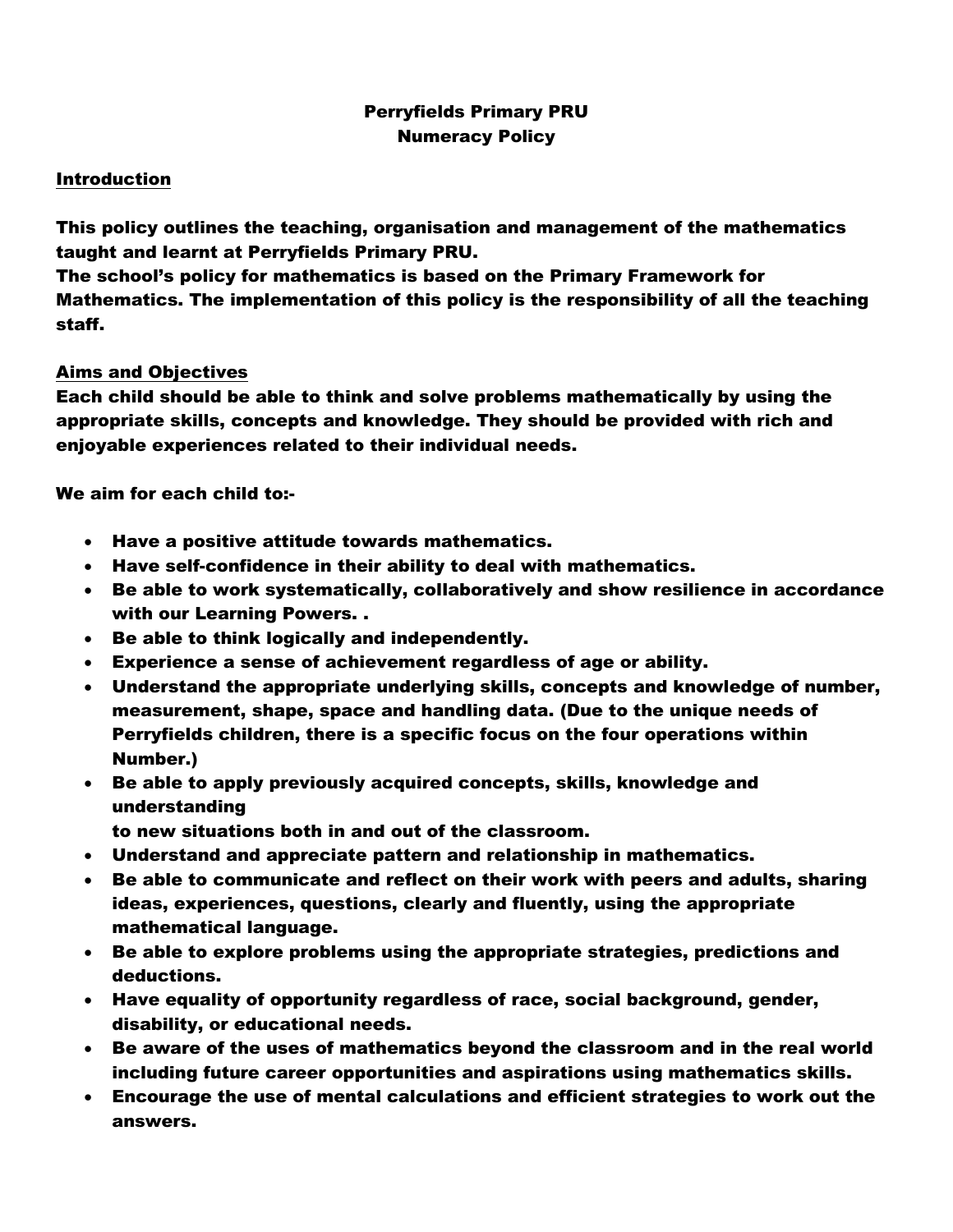**Perryfields Primary PRU**
**Numeracy Policy**

## Introduction

This policy outlines the teaching, organisation and management of the mathematics taught and learnt at Perryfields Primary PRU.
The school's policy for mathematics is based on the Primary Framework for Mathematics. The implementation of this policy is the responsibility of all the teaching staff.

## Aims and Objectives

Each child should be able to think and solve problems mathematically by using the appropriate skills, concepts and knowledge. They should be provided with rich and enjoyable experiences related to their individual needs.

We aim for each child to:-

- Have a positive attitude towards mathematics.
- Have self-confidence in their ability to deal with mathematics.
- Be able to work systematically, collaboratively and show resilience in accordance with our Learning Powers. .
- Be able to think logically and independently.
- Experience a sense of achievement regardless of age or ability.
- Understand the appropriate underlying skills, concepts and knowledge of number, measurement, shape, space and handling data. (Due to the unique needs of Perryfields children, there is a specific focus on the four operations within Number.)
- Be able to apply previously acquired concepts, skills, knowledge and understanding
  to new situations both in and out of the classroom.
- Understand and appreciate pattern and relationship in mathematics.
- Be able to communicate and reflect on their work with peers and adults, sharing ideas, experiences, questions, clearly and fluently, using the appropriate mathematical language.
- Be able to explore problems using the appropriate strategies, predictions and deductions.
- Have equality of opportunity regardless of race, social background, gender, disability, or educational needs.
- Be aware of the uses of mathematics beyond the classroom and in the real world including future career opportunities and aspirations using mathematics skills.
- Encourage the use of mental calculations and efficient strategies to work out the answers.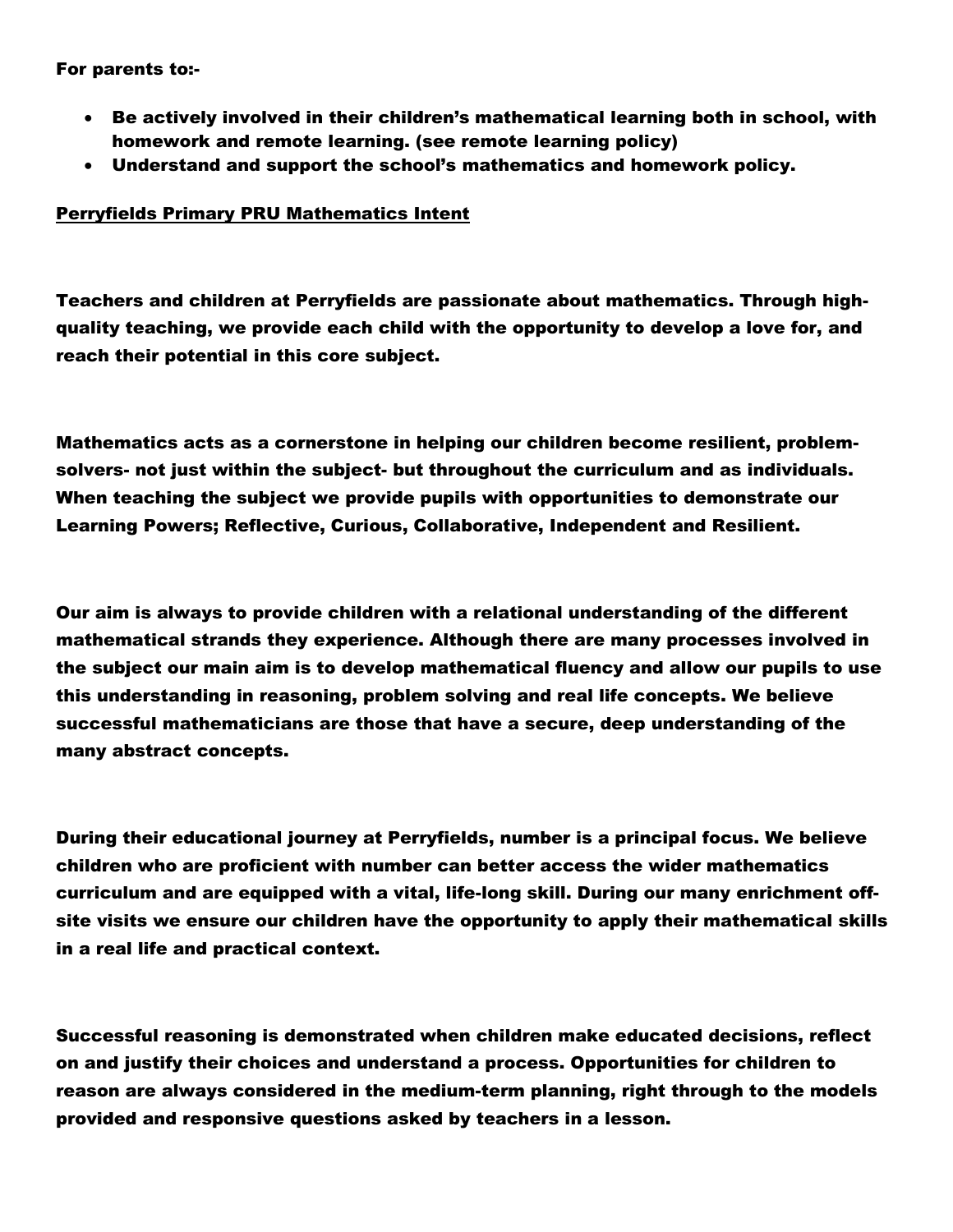**For parents to:-**

- **Be actively involved in their children's mathematical learning both in school, with homework and remote learning. (see remote learning policy)**
- **Understand and support the school's mathematics and homework policy.**

## Perryfields Primary PRU Mathematics Intent

**Teachers and children at Perryfields are passionate about mathematics. Through high-quality teaching, we provide each child with the opportunity to develop a love for, and reach their potential in this core subject.**

**Mathematics acts as a cornerstone in helping our children become resilient, problem-solvers- not just within the subject- but throughout the curriculum and as individuals. When teaching the subject we provide pupils with opportunities to demonstrate our Learning Powers; Reflective, Curious, Collaborative, Independent and Resilient.**

**Our aim is always to provide children with a relational understanding of the different mathematical strands they experience. Although there are many processes involved in the subject our main aim is to develop mathematical fluency and allow our pupils to use this understanding in reasoning, problem solving and real life concepts. We believe successful mathematicians are those that have a secure, deep understanding of the many abstract concepts.**

**During their educational journey at Perryfields, number is a principal focus. We believe children who are proficient with number can better access the wider mathematics curriculum and are equipped with a vital, life-long skill. During our many enrichment off-site visits we ensure our children have the opportunity to apply their mathematical skills in a real life and practical context.**

**Successful reasoning is demonstrated when children make educated decisions, reflect on and justify their choices and understand a process. Opportunities for children to reason are always considered in the medium-term planning, right through to the models provided and responsive questions asked by teachers in a lesson.**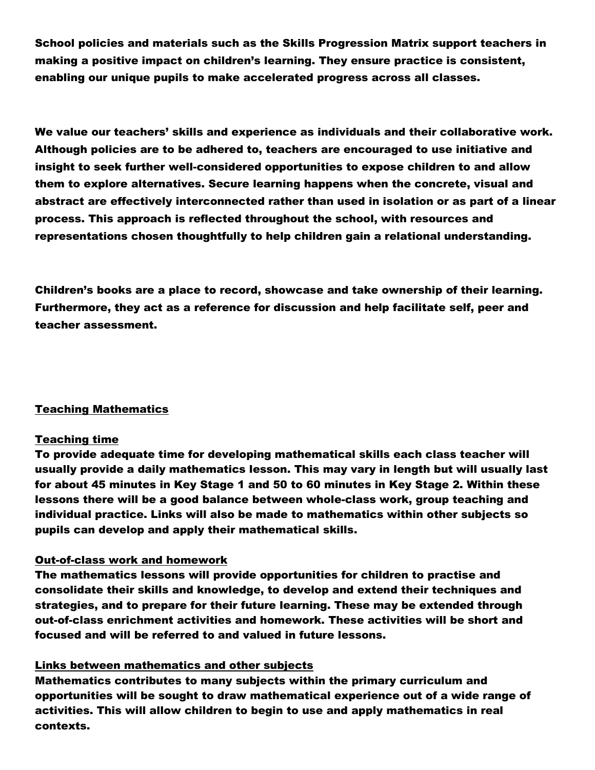**School policies and materials such as the Skills Progression Matrix support teachers in making a positive impact on children's learning. They ensure practice is consistent, enabling our unique pupils to make accelerated progress across all classes.**

**We value our teachers' skills and experience as individuals and their collaborative work. Although policies are to be adhered to, teachers are encouraged to use initiative and insight to seek further well-considered opportunities to expose children to and allow them to explore alternatives. Secure learning happens when the concrete, visual and abstract are effectively interconnected rather than used in isolation or as part of a linear process. This approach is reflected throughout the school, with resources and representations chosen thoughtfully to help children gain a relational understanding.**

**Children's books are a place to record, showcase and take ownership of their learning. Furthermore, they act as a reference for discussion and help facilitate self, peer and teacher assessment.**

## Teaching Mathematics

### Teaching time

**To provide adequate time for developing mathematical skills each class teacher will usually provide a daily mathematics lesson. This may vary in length but will usually last for about 45 minutes in Key Stage 1 and 50 to 60 minutes in Key Stage 2. Within these lessons there will be a good balance between whole-class work, group teaching and individual practice. Links will also be made to mathematics within other subjects so pupils can develop and apply their mathematical skills.**

### Out-of-class work and homework

**The mathematics lessons will provide opportunities for children to practise and consolidate their skills and knowledge, to develop and extend their techniques and strategies, and to prepare for their future learning. These may be extended through out-of-class enrichment activities and homework. These activities will be short and focused and will be referred to and valued in future lessons.**

### Links between mathematics and other subjects

**Mathematics contributes to many subjects within the primary curriculum and opportunities will be sought to draw mathematical experience out of a wide range of activities. This will allow children to begin to use and apply mathematics in real contexts.**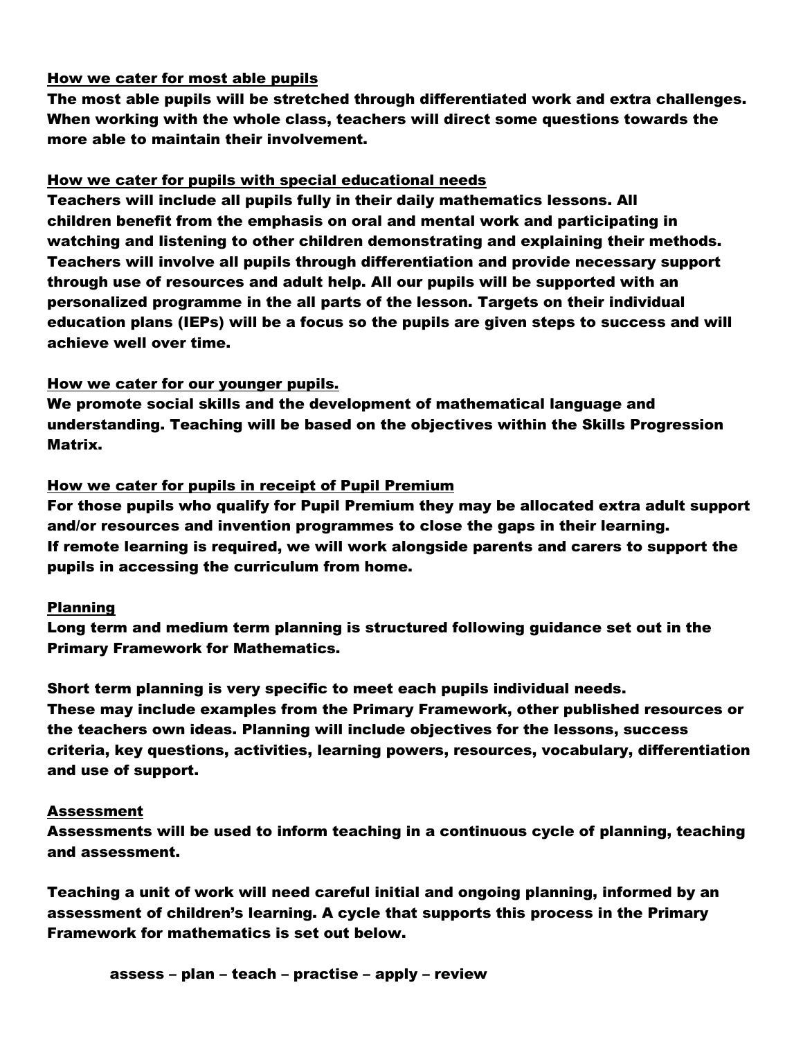## How we cater for most able pupils

The most able pupils will be stretched through differentiated work and extra challenges. When working with the whole class, teachers will direct some questions towards the more able to maintain their involvement.

## How we cater for pupils with special educational needs

Teachers will include all pupils fully in their daily mathematics lessons. All children benefit from the emphasis on oral and mental work and participating in watching and listening to other children demonstrating and explaining their methods. Teachers will involve all pupils through differentiation and provide necessary support through use of resources and adult help. All our pupils will be supported with an personalized programme in the all parts of the lesson. Targets on their individual education plans (IEPs) will be a focus so the pupils are given steps to success and will achieve well over time.

## How we cater for our younger pupils.

We promote social skills and the development of mathematical language and understanding. Teaching will be based on the objectives within the Skills Progression Matrix.

## How we cater for pupils in receipt of Pupil Premium

For those pupils who qualify for Pupil Premium they may be allocated extra adult support and/or resources and invention programmes to close the gaps in their learning. If remote learning is required, we will work alongside parents and carers to support the pupils in accessing the curriculum from home.

## Planning

Long term and medium term planning is structured following guidance set out in the Primary Framework for Mathematics.

Short term planning is very specific to meet each pupils individual needs. These may include examples from the Primary Framework, other published resources or the teachers own ideas. Planning will include objectives for the lessons, success criteria, key questions, activities, learning powers, resources, vocabulary, differentiation and use of support.

## Assessment

Assessments will be used to inform teaching in a continuous cycle of planning, teaching and assessment.

Teaching a unit of work will need careful initial and ongoing planning, informed by an assessment of children's learning. A cycle that supports this process in the Primary Framework for mathematics is set out below.

assess – plan – teach – practise – apply – review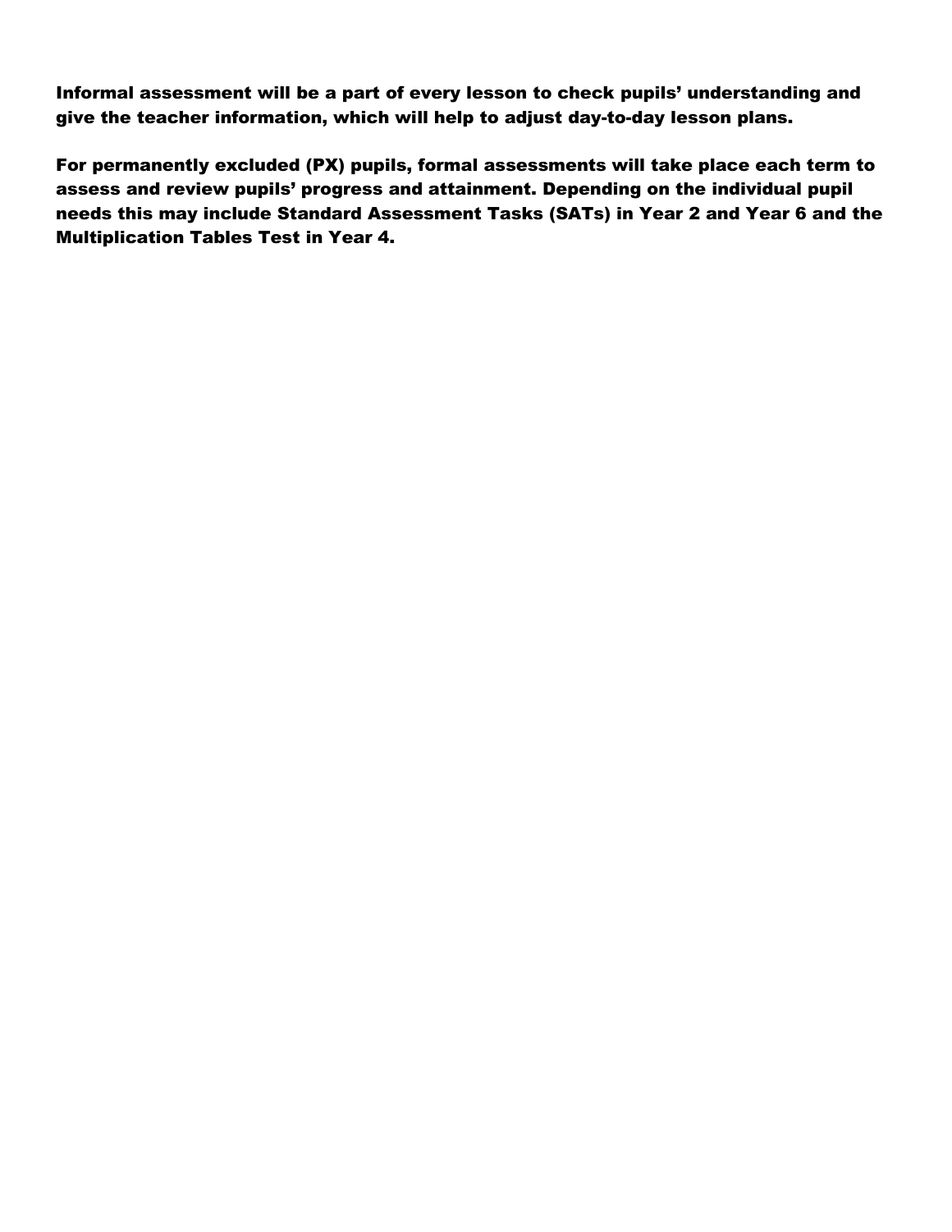**Informal assessment will be a part of every lesson to check pupils' understanding and give the teacher information, which will help to adjust day-to-day lesson plans.**

**For permanently excluded (PX) pupils, formal assessments will take place each term to assess and review pupils' progress and attainment. Depending on the individual pupil needs this may include Standard Assessment Tasks (SATs) in Year 2 and Year 6 and the Multiplication Tables Test in Year 4.**